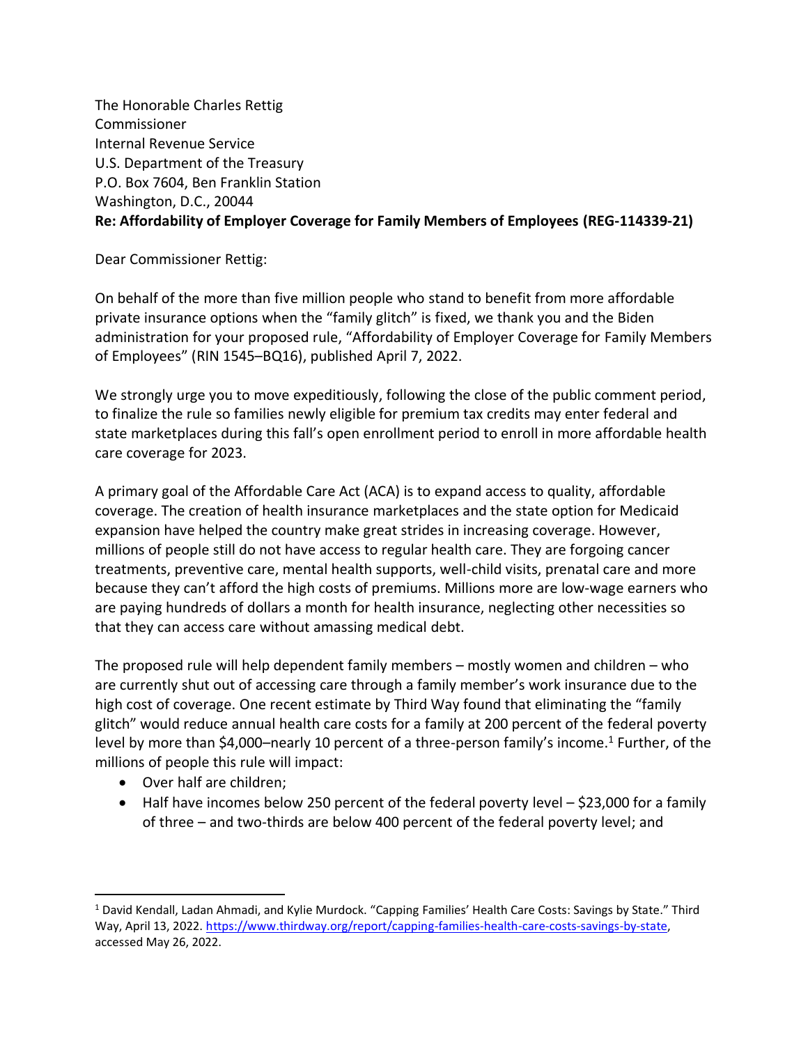The Honorable Charles Rettig
Commissioner
Internal Revenue Service
U.S. Department of the Treasury
P.O. Box 7604, Ben Franklin Station
Washington, D.C., 20044
**Re: Affordability of Employer Coverage for Family Members of Employees (REG-114339-21)**

Dear Commissioner Rettig:

On behalf of the more than five million people who stand to benefit from more affordable private insurance options when the "family glitch" is fixed, we thank you and the Biden administration for your proposed rule, "Affordability of Employer Coverage for Family Members of Employees" (RIN 1545–BQ16), published April 7, 2022.

We strongly urge you to move expeditiously, following the close of the public comment period, to finalize the rule so families newly eligible for premium tax credits may enter federal and state marketplaces during this fall's open enrollment period to enroll in more affordable health care coverage for 2023.

A primary goal of the Affordable Care Act (ACA) is to expand access to quality, affordable coverage. The creation of health insurance marketplaces and the state option for Medicaid expansion have helped the country make great strides in increasing coverage. However, millions of people still do not have access to regular health care. They are forgoing cancer treatments, preventive care, mental health supports, well-child visits, prenatal care and more because they can't afford the high costs of premiums. Millions more are low-wage earners who are paying hundreds of dollars a month for health insurance, neglecting other necessities so that they can access care without amassing medical debt.

The proposed rule will help dependent family members – mostly women and children – who are currently shut out of accessing care through a family member's work insurance due to the high cost of coverage. One recent estimate by Third Way found that eliminating the "family glitch" would reduce annual health care costs for a family at 200 percent of the federal poverty level by more than $4,000–nearly 10 percent of a three-person family's income.[1] Further, of the millions of people this rule will impact:

- Over half are children;
- Half have incomes below 250 percent of the federal poverty level – $23,000 for a family of three – and two-thirds are below 400 percent of the federal poverty level; and

[1] David Kendall, Ladan Ahmadi, and Kylie Murdock. "Capping Families' Health Care Costs: Savings by State." Third Way, April 13, 2022. https://www.thirdway.org/report/capping-families-health-care-costs-savings-by-state, accessed May 26, 2022.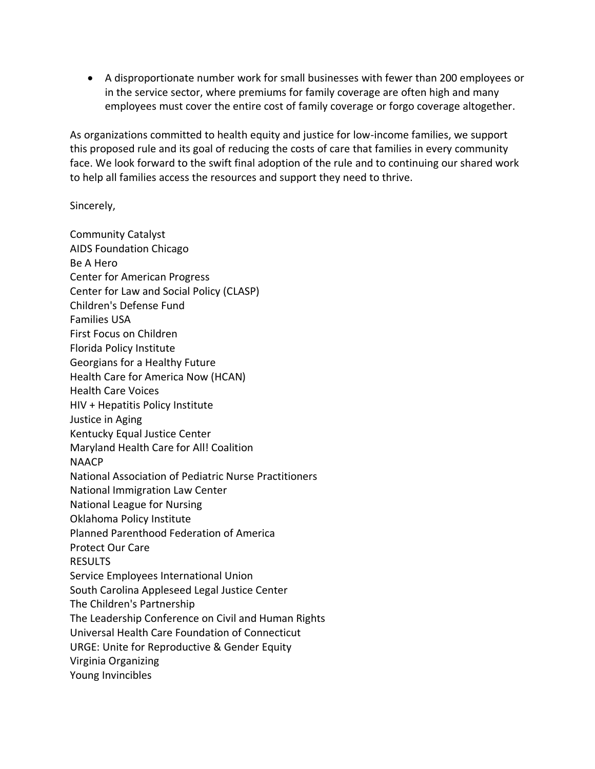- A disproportionate number work for small businesses with fewer than 200 employees or in the service sector, where premiums for family coverage are often high and many employees must cover the entire cost of family coverage or forgo coverage altogether.

As organizations committed to health equity and justice for low-income families, we support this proposed rule and its goal of reducing the costs of care that families in every community face. We look forward to the swift final adoption of the rule and to continuing our shared work to help all families access the resources and support they need to thrive.

Sincerely,

Community Catalyst
AIDS Foundation Chicago
Be A Hero
Center for American Progress
Center for Law and Social Policy (CLASP)
Children's Defense Fund
Families USA
First Focus on Children
Florida Policy Institute
Georgians for a Healthy Future
Health Care for America Now (HCAN)
Health Care Voices
HIV + Hepatitis Policy Institute
Justice in Aging
Kentucky Equal Justice Center
Maryland Health Care for All! Coalition
NAACP
National Association of Pediatric Nurse Practitioners
National Immigration Law Center
National League for Nursing
Oklahoma Policy Institute
Planned Parenthood Federation of America
Protect Our Care
RESULTS
Service Employees International Union
South Carolina Appleseed Legal Justice Center
The Children's Partnership
The Leadership Conference on Civil and Human Rights
Universal Health Care Foundation of Connecticut
URGE: Unite for Reproductive & Gender Equity
Virginia Organizing
Young Invincibles